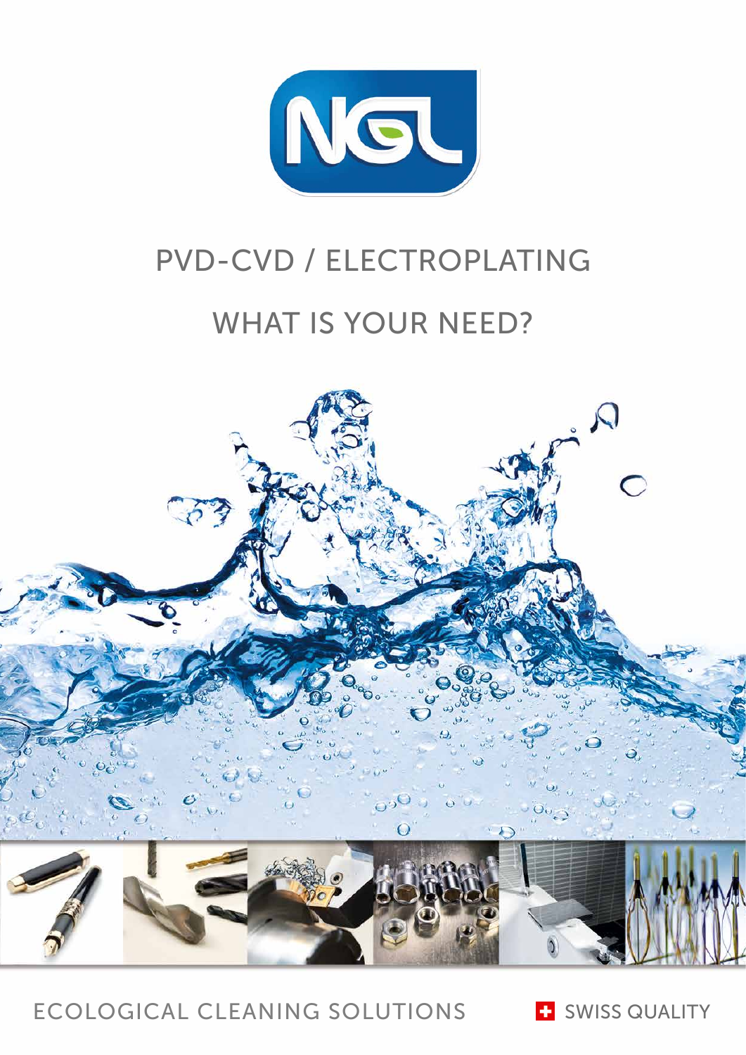NGL

# PVD-CVD / ELECTROPLATING

## WHAT IS YOUR NEED?

ECOLOGICAL CLEANING SOLUTIONS

SWISS QUALITY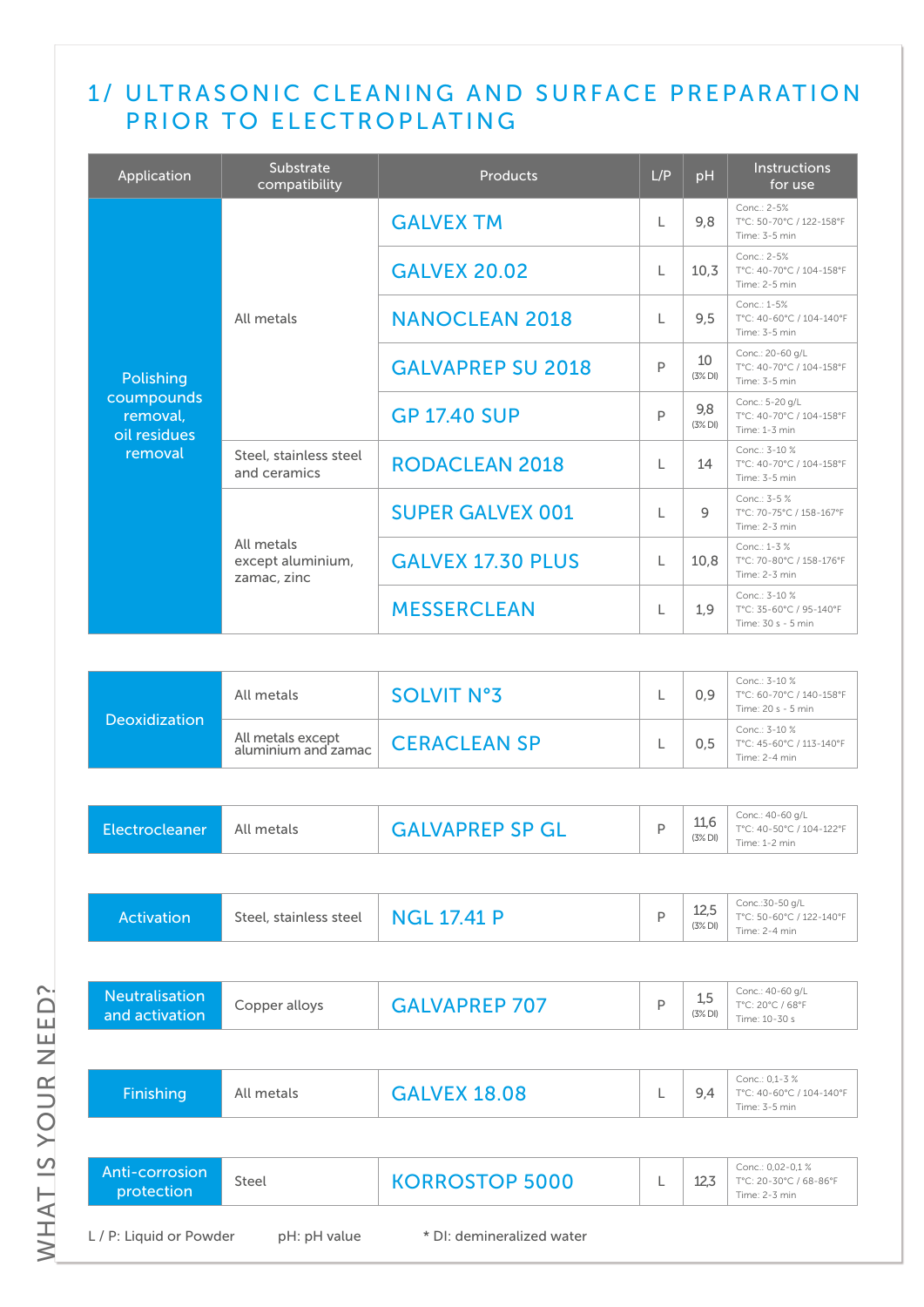# 1/ ULTRASONIC CLEANING AND SURFACE PREPARATION PRIOR TO ELECTROPLATING

| Application | Substrate compatibility | Products | L/P | pH | Instructions for use |
|---|---|---|---|---|---|
| Polishing coumpounds removal, oil residues removal | All metals | GALVEX TM | L | 9,8 | Conc.: 2-5% T°C: 50-70°C / 122-158°F Time: 3-5 min |
| | | GALVEX 20.02 | L | 10,3 | Conc.: 2-5% T°C: 40-70°C / 104-158°F Time: 2-5 min |
| | | NANOCLEAN 2018 | L | 9,5 | Conc.: 1-5% T°C: 40-60°C / 104-140°F Time: 3-5 min |
| | | GALVAPREP SU 2018 | P | 10 (3% DI) | Conc.: 20-60 g/L T°C: 40-70°C / 104-158°F Time: 3-5 min |
| | | GP 17.40 SUP | P | 9,8 (3% DI) | Conc.: 5-20 g/L T°C: 40-70°C / 104-158°F Time: 1-3 min |
| | Steel, stainless steel and ceramics | RODACLEAN 2018 | L | 14 | Conc.: 3-10 % T°C: 40-70°C / 104-158°F Time: 3-5 min |
| | All metals except aluminium, zamac, zinc | SUPER GALVEX 001 | L | 9 | Conc.: 3-5 % T°C: 70-75°C / 158-167°F Time: 2-3 min |
| | | GALVEX 17.30 PLUS | L | 10,8 | Conc.: 1-3 % T°C: 70-80°C / 158-176°F Time: 2-3 min |
| | | MESSERCLEAN | L | 1,9 | Conc.: 3-10 % T°C: 35-60°C / 95-140°F Time: 30 s - 5 min |
| Deoxidization | All metals | SOLVIT N°3 | L | 0,9 | Conc.: 3-10 % T°C: 60-70°C / 140-158°F Time: 20 s - 5 min |
| | All metals except aluminium and zamac | CERACLEAN SP | L | 0,5 | Conc.: 3-10 % T°C: 45-60°C / 113-140°F Time: 2-4 min |
| Electrocleaner | All metals | GALVAPREP SP GL | P | 11,6 (3% DI) | Conc.: 40-60 g/L T°C: 40-50°C / 104-122°F Time: 1-2 min |
| Activation | Steel, stainless steel | NGL 17.41 P | P | 12,5 (3% DI) | Conc.:30-50 g/L T°C: 50-60°C / 122-140°F Time: 2-4 min |
| Neutralisation and activation | Copper alloys | GALVAPREP 707 | P | 1,5 (3% DI) | Conc.: 40-60 g/L T°C: 20°C / 68°F Time: 10-30 s |
| Finishing | All metals | GALVEX 18.08 | L | 9,4 | Conc.: 0,1-3 % T°C: 40-60°C / 104-140°F Time: 3-5 min |
| Anti-corrosion protection | Steel | KORROSTOP 5000 | L | 12,3 | Conc.: 0,02-0,1 % T°C: 20-30°C / 68-86°F Time: 2-3 min |

L / P: Liquid or Powder   pH: pH value   * DI: demineralized water

WHAT IS YOUR NEED?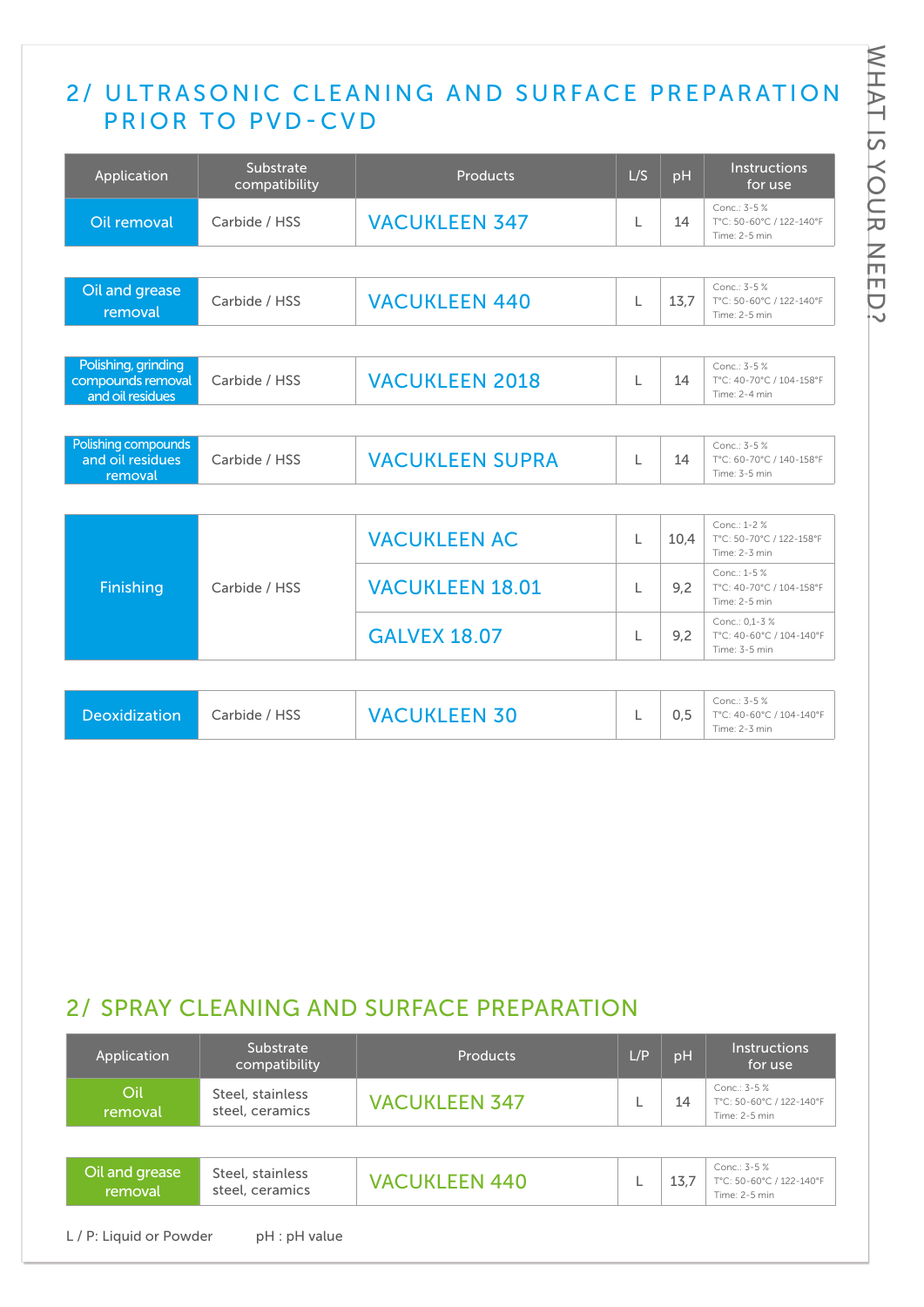## 2/ ULTRASONIC CLEANING AND SURFACE PREPARATION PRIOR TO PVD-CVD

| Application | Substrate compatibility | Products | L/S | pH | Instructions for use |
|---|---|---|---|---|---|
| Oil removal | Carbide / HSS | VACUKLEEN 347 | L | 14 | Conc.: 3-5 % T°C: 50-60°C / 122-140°F Time: 2-5 min |
| Oil and grease removal | Carbide / HSS | VACUKLEEN 440 | L | 13,7 | Conc.: 3-5 % T°C: 50-60°C / 122-140°F Time: 2-5 min |
| Polishing, grinding compounds removal and oil residues | Carbide / HSS | VACUKLEEN 2018 | L | 14 | Conc.: 3-5 % T°C: 40-70°C / 104-158°F Time: 2-4 min |
| Polishing compounds and oil residues removal | Carbide / HSS | VACUKLEEN SUPRA | L | 14 | Conc.: 3-5 % T°C: 60-70°C / 140-158°F Time: 3-5 min |
| Finishing | Carbide / HSS | VACUKLEEN AC | L | 10,4 | Conc.: 1-2 % T°C: 50-70°C / 122-158°F Time: 2-3 min |
| | | VACUKLEEN 18.01 | L | 9,2 | Conc.: 1-5 % T°C: 40-70°C / 104-158°F Time: 2-5 min |
| | | GALVEX 18.07 | L | 9,2 | Conc.: 0,1-3 % T°C: 40-60°C / 104-140°F Time: 3-5 min |
| Deoxidization | Carbide / HSS | VACUKLEEN 30 | L | 0,5 | Conc.: 3-5 % T°C: 40-60°C / 104-140°F Time: 2-3 min |

## 2/ SPRAY CLEANING AND SURFACE PREPARATION

| Application | Substrate compatibility | Products | L/P | pH | Instructions for use |
|---|---|---|---|---|---|
| Oil removal | Steel, stainless steel, ceramics | VACUKLEEN 347 | L | 14 | Conc.: 3-5 % T°C: 50-60°C / 122-140°F Time: 2-5 min |
| Oil and grease removal | Steel, stainless steel, ceramics | VACUKLEEN 440 | L | 13,7 | Conc.: 3-5 % T°C: 50-60°C / 122-140°F Time: 2-5 min |

L / P: Liquid or Powder  pH : pH value

WHAT IS YOUR NEED?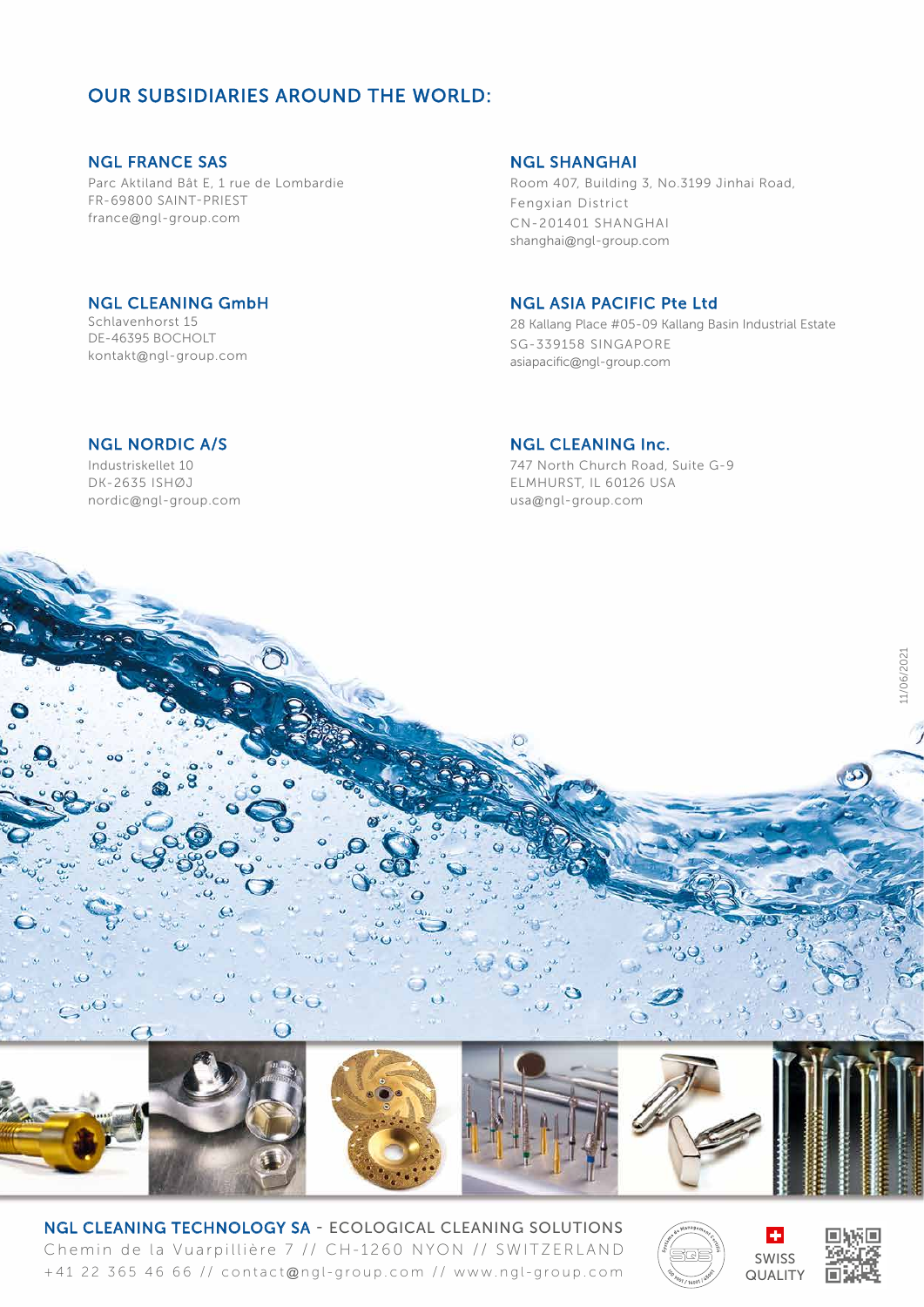## OUR SUBSIDIARIES AROUND THE WORLD:

### NGL FRANCE SAS
Parc Aktiland Bât E, 1 rue de Lombardie
FR-69800 SAINT-PRIEST
france@ngl-group.com

### NGL SHANGHAI
Room 407, Building 3, No.3199 Jinhai Road,
Fengxian District
CN-201401 SHANGHAI
shanghai@ngl-group.com

### NGL CLEANING GmbH
Schlavenhorst 15
DE-46395 BOCHOLT
kontakt@ngl-group.com

### NGL ASIA PACIFIC Pte Ltd
28 Kallang Place #05-09 Kallang Basin Industrial Estate
SG-339158 SINGAPORE
asiapacific@ngl-group.com

### NGL NORDIC A/S
Industriskellet 10
DK-2635 ISHØJ
nordic@ngl-group.com

### NGL CLEANING Inc.
747 North Church Road, Suite G-9
ELMHURST, IL 60126 USA
usa@ngl-group.com

11/06/2021

**NGL CLEANING TECHNOLOGY SA** - ECOLOGICAL CLEANING SOLUTIONS
Chemin de la Vuarpillière 7 // CH-1260 NYON // SWITZERLAND
+41 22 365 46 66 // contact@ngl-group.com // www.ngl-group.com

SWISS QUALITY